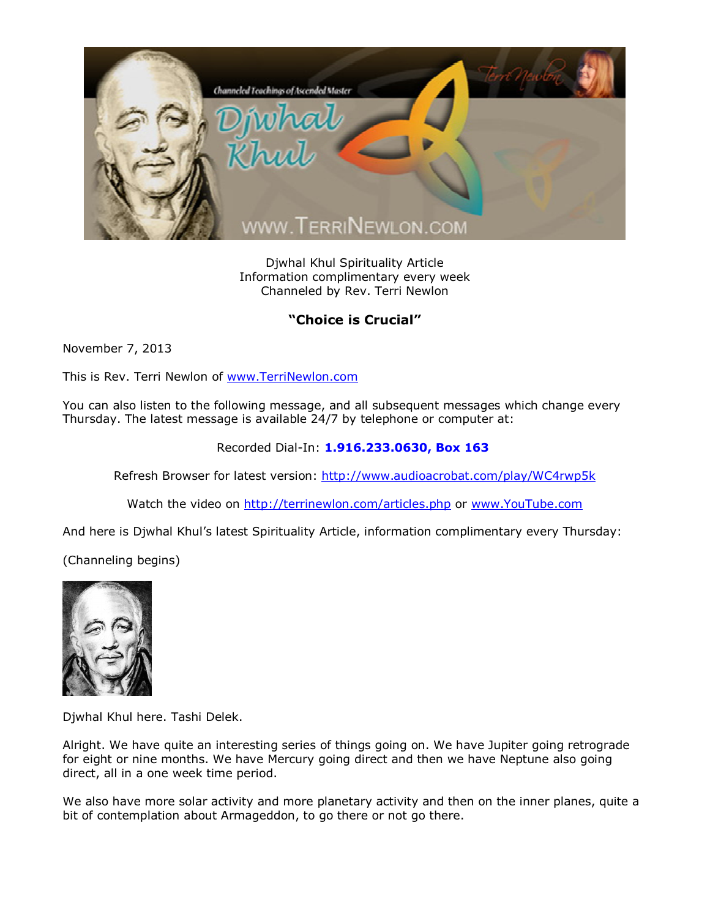Djwhal Khul Spirituality Article
Information complimentary every week
Channeled by Rev. Terri Newlon

## "Choice is Crucial"

November 7, 2013

This is Rev. Terri Newlon of www.TerriNewlon.com

You can also listen to the following message, and all subsequent messages which change every Thursday. The latest message is available 24/7 by telephone or computer at:

Recorded Dial-In: **1.916.233.0630, Box 163**

Refresh Browser for latest version: http://www.audioacrobat.com/play/WC4rwp5k

Watch the video on http://terrinewlon.com/articles.php or www.YouTube.com

And here is Djwhal Khul's latest Spirituality Article, information complimentary every Thursday:

(Channeling begins)

Djwhal Khul here. Tashi Delek.

Alright. We have quite an interesting series of things going on. We have Jupiter going retrograde for eight or nine months. We have Mercury going direct and then we have Neptune also going direct, all in a one week time period.

We also have more solar activity and more planetary activity and then on the inner planes, quite a bit of contemplation about Armageddon, to go there or not go there.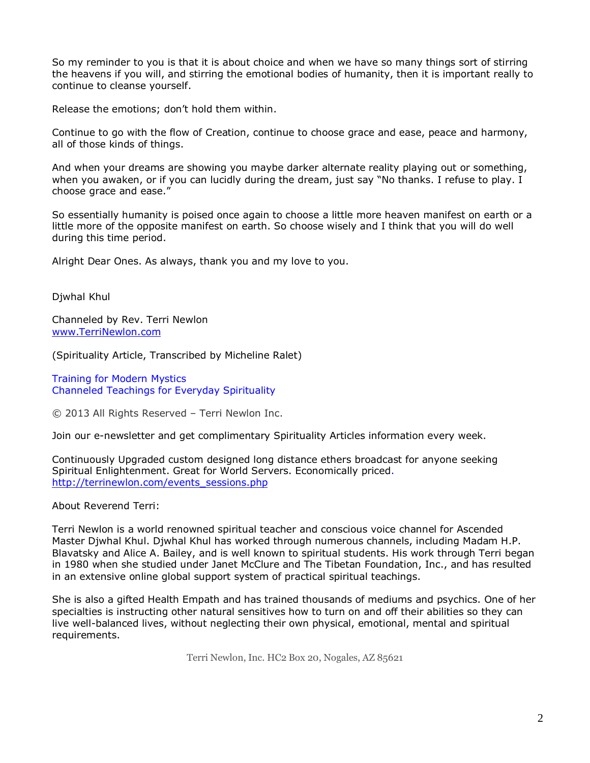So my reminder to you is that it is about choice and when we have so many things sort of stirring the heavens if you will, and stirring the emotional bodies of humanity, then it is important really to continue to cleanse yourself.

Release the emotions; don't hold them within.

Continue to go with the flow of Creation, continue to choose grace and ease, peace and harmony, all of those kinds of things.

And when your dreams are showing you maybe darker alternate reality playing out or something, when you awaken, or if you can lucidly during the dream, just say "No thanks. I refuse to play. I choose grace and ease."

So essentially humanity is poised once again to choose a little more heaven manifest on earth or a little more of the opposite manifest on earth. So choose wisely and I think that you will do well during this time period.

Alright Dear Ones. As always, thank you and my love to you.

Djwhal Khul

Channeled by Rev. Terri Newlon
www.TerriNewlon.com

(Spirituality Article, Transcribed by Micheline Ralet)

Training for Modern Mystics
Channeled Teachings for Everyday Spirituality

© 2013 All Rights Reserved – Terri Newlon Inc.

Join our e-newsletter and get complimentary Spirituality Articles information every week.

Continuously Upgraded custom designed long distance ethers broadcast for anyone seeking Spiritual Enlightenment. Great for World Servers. Economically priced.
http://terrinewlon.com/events_sessions.php

About Reverend Terri:

Terri Newlon is a world renowned spiritual teacher and conscious voice channel for Ascended Master Djwhal Khul. Djwhal Khul has worked through numerous channels, including Madam H.P. Blavatsky and Alice A. Bailey, and is well known to spiritual students. His work through Terri began in 1980 when she studied under Janet McClure and The Tibetan Foundation, Inc., and has resulted in an extensive online global support system of practical spiritual teachings.

She is also a gifted Health Empath and has trained thousands of mediums and psychics. One of her specialties is instructing other natural sensitives how to turn on and off their abilities so they can live well-balanced lives, without neglecting their own physical, emotional, mental and spiritual requirements.

Terri Newlon, Inc. HC2 Box 20, Nogales, AZ 85621